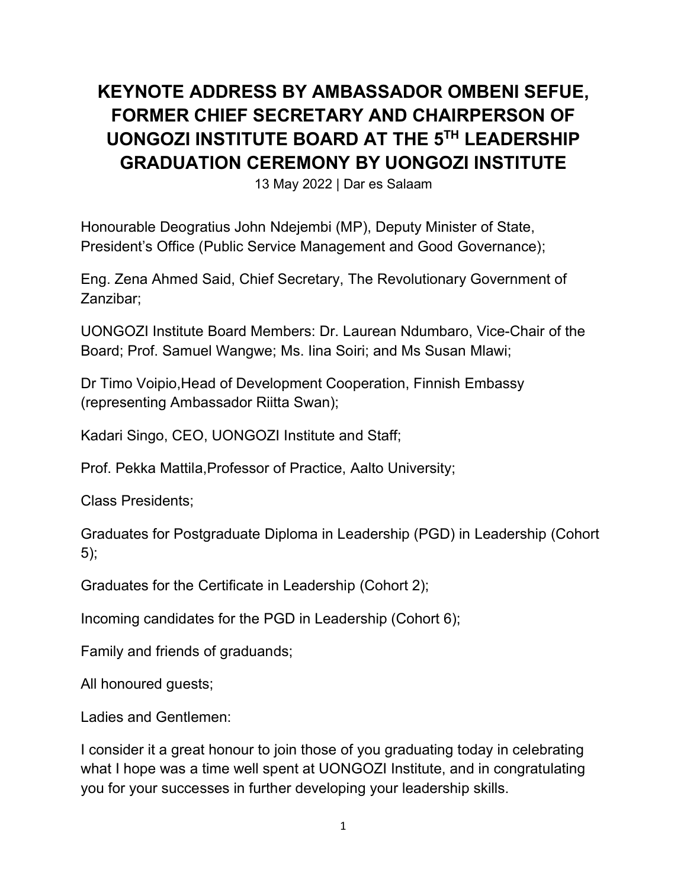# KEYNOTE ADDRESS BY AMBASSADOR OMBENI SEFUE, FORMER CHIEF SECRETARY AND CHAIRPERSON OF UONGOZI INSTITUTE BOARD AT THE 5TH LEADERSHIP GRADUATION CEREMONY BY UONGOZI INSTITUTE

13 May 2022 | Dar es Salaam

Honourable Deogratius John Ndejembi (MP), Deputy Minister of State, President's Office (Public Service Management and Good Governance);

Eng. Zena Ahmed Said, Chief Secretary, The Revolutionary Government of Zanzibar;

UONGOZI Institute Board Members: Dr. Laurean Ndumbaro, Vice-Chair of the Board; Prof. Samuel Wangwe; Ms. Iina Soiri; and Ms Susan Mlawi;

Dr Timo Voipio,Head of Development Cooperation, Finnish Embassy (representing Ambassador Riitta Swan);

Kadari Singo, CEO, UONGOZI Institute and Staff;

Prof. Pekka Mattila,Professor of Practice, Aalto University;

Class Presidents;

Graduates for Postgraduate Diploma in Leadership (PGD) in Leadership (Cohort 5);

Graduates for the Certificate in Leadership (Cohort 2);

Incoming candidates for the PGD in Leadership (Cohort 6);

Family and friends of graduands;

All honoured guests;

Ladies and Gentlemen:

I consider it a great honour to join those of you graduating today in celebrating what I hope was a time well spent at UONGOZI Institute, and in congratulating you for your successes in further developing your leadership skills.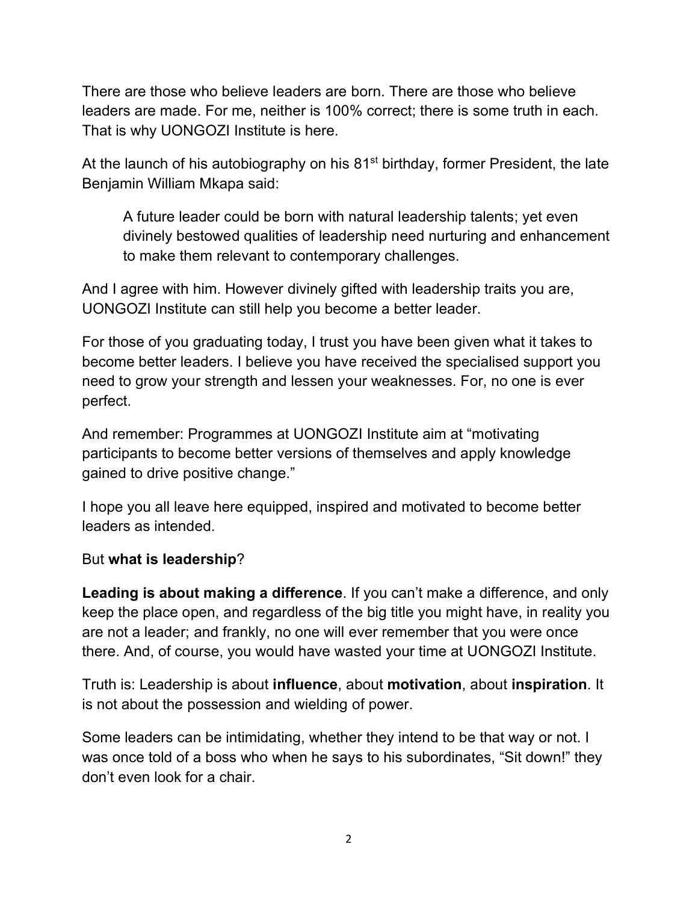There are those who believe leaders are born. There are those who believe leaders are made. For me, neither is 100% correct; there is some truth in each. That is why UONGOZI Institute is here.

At the launch of his autobiography on his 81st birthday, former President, the late Benjamin William Mkapa said:

> A future leader could be born with natural leadership talents; yet even divinely bestowed qualities of leadership need nurturing and enhancement to make them relevant to contemporary challenges.

And I agree with him. However divinely gifted with leadership traits you are, UONGOZI Institute can still help you become a better leader.

For those of you graduating today, I trust you have been given what it takes to become better leaders. I believe you have received the specialised support you need to grow your strength and lessen your weaknesses. For, no one is ever perfect.

And remember: Programmes at UONGOZI Institute aim at "motivating participants to become better versions of themselves and apply knowledge gained to drive positive change."

I hope you all leave here equipped, inspired and motivated to become better leaders as intended.

But **what is leadership**?

**Leading is about making a difference**. If you can't make a difference, and only keep the place open, and regardless of the big title you might have, in reality you are not a leader; and frankly, no one will ever remember that you were once there. And, of course, you would have wasted your time at UONGOZI Institute.

Truth is: Leadership is about **influence**, about **motivation**, about **inspiration**. It is not about the possession and wielding of power.

Some leaders can be intimidating, whether they intend to be that way or not. I was once told of a boss who when he says to his subordinates, "Sit down!" they don't even look for a chair.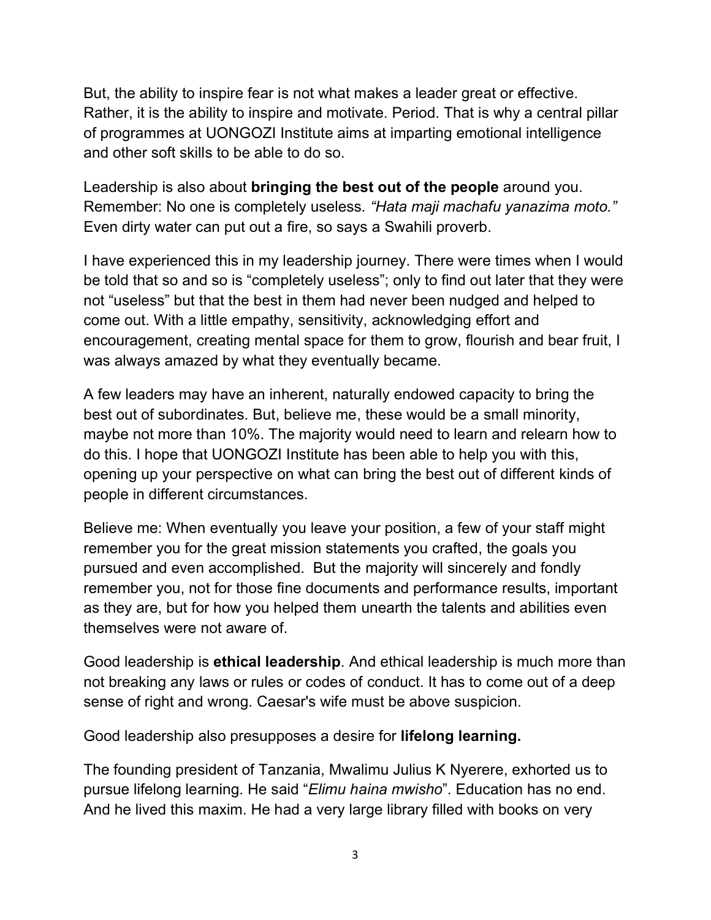But, the ability to inspire fear is not what makes a leader great or effective. Rather, it is the ability to inspire and motivate. Period. That is why a central pillar of programmes at UONGOZI Institute aims at imparting emotional intelligence and other soft skills to be able to do so.

Leadership is also about **bringing the best out of the people** around you. Remember: No one is completely useless. *"Hata maji machafu yanazima moto."* Even dirty water can put out a fire, so says a Swahili proverb.

I have experienced this in my leadership journey. There were times when I would be told that so and so is "completely useless"; only to find out later that they were not "useless" but that the best in them had never been nudged and helped to come out. With a little empathy, sensitivity, acknowledging effort and encouragement, creating mental space for them to grow, flourish and bear fruit, I was always amazed by what they eventually became.

A few leaders may have an inherent, naturally endowed capacity to bring the best out of subordinates. But, believe me, these would be a small minority, maybe not more than 10%. The majority would need to learn and relearn how to do this. I hope that UONGOZI Institute has been able to help you with this, opening up your perspective on what can bring the best out of different kinds of people in different circumstances.

Believe me: When eventually you leave your position, a few of your staff might remember you for the great mission statements you crafted, the goals you pursued and even accomplished. But the majority will sincerely and fondly remember you, not for those fine documents and performance results, important as they are, but for how you helped them unearth the talents and abilities even themselves were not aware of.

Good leadership is **ethical leadership**. And ethical leadership is much more than not breaking any laws or rules or codes of conduct. It has to come out of a deep sense of right and wrong. Caesar's wife must be above suspicion.

Good leadership also presupposes a desire for **lifelong learning.**

The founding president of Tanzania, Mwalimu Julius K Nyerere, exhorted us to pursue lifelong learning. He said "*Elimu haina mwisho*". Education has no end. And he lived this maxim. He had a very large library filled with books on very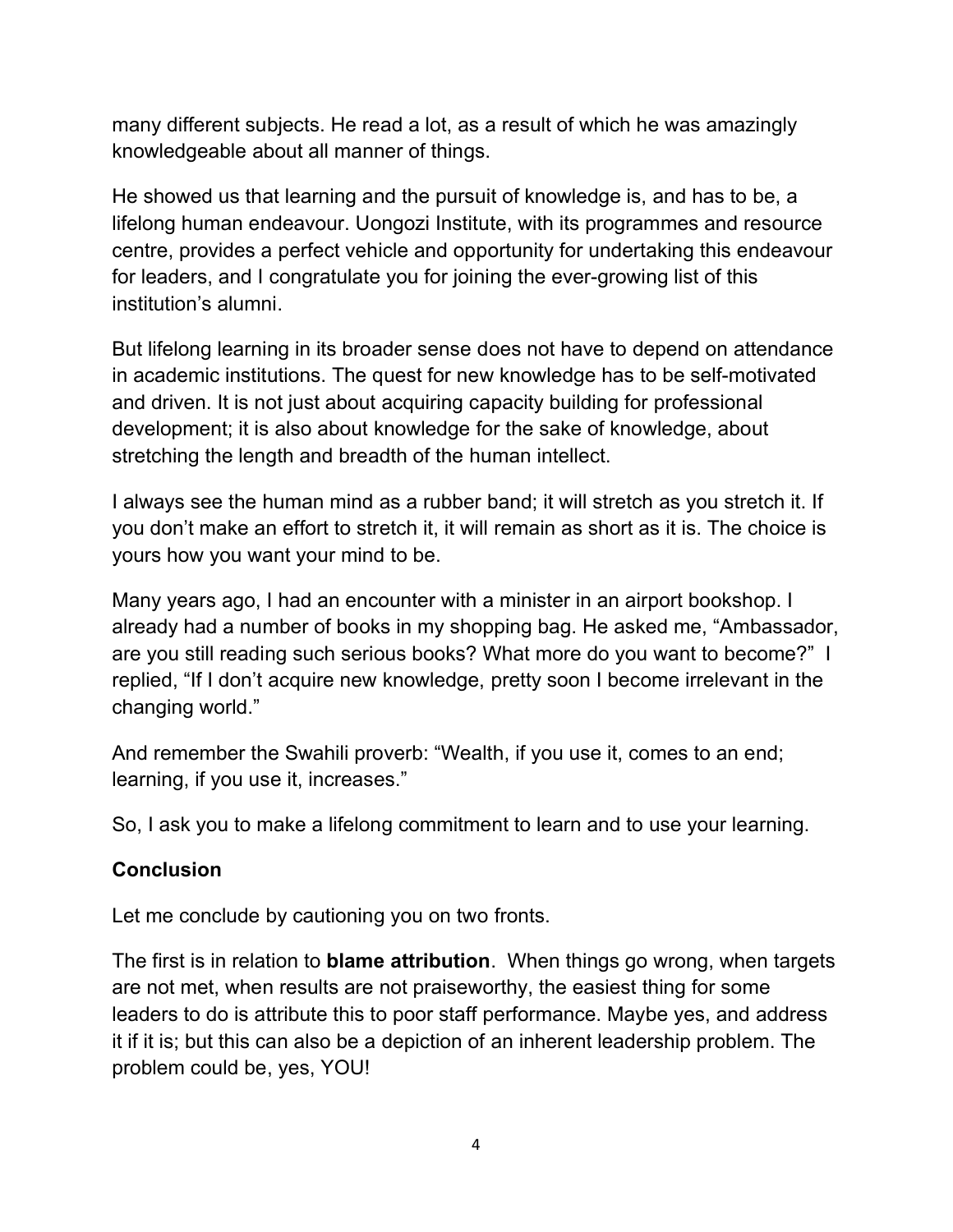many different subjects. He read a lot, as a result of which he was amazingly knowledgeable about all manner of things.

He showed us that learning and the pursuit of knowledge is, and has to be, a lifelong human endeavour. Uongozi Institute, with its programmes and resource centre, provides a perfect vehicle and opportunity for undertaking this endeavour for leaders, and I congratulate you for joining the ever-growing list of this institution's alumni.

But lifelong learning in its broader sense does not have to depend on attendance in academic institutions. The quest for new knowledge has to be self-motivated and driven. It is not just about acquiring capacity building for professional development; it is also about knowledge for the sake of knowledge, about stretching the length and breadth of the human intellect.

I always see the human mind as a rubber band; it will stretch as you stretch it. If you don't make an effort to stretch it, it will remain as short as it is. The choice is yours how you want your mind to be.

Many years ago, I had an encounter with a minister in an airport bookshop. I already had a number of books in my shopping bag. He asked me, "Ambassador, are you still reading such serious books? What more do you want to become?" I replied, "If I don't acquire new knowledge, pretty soon I become irrelevant in the changing world."

And remember the Swahili proverb: "Wealth, if you use it, comes to an end; learning, if you use it, increases."

So, I ask you to make a lifelong commitment to learn and to use your learning.

**Conclusion**

Let me conclude by cautioning you on two fronts.

The first is in relation to **blame attribution**. When things go wrong, when targets are not met, when results are not praiseworthy, the easiest thing for some leaders to do is attribute this to poor staff performance. Maybe yes, and address it if it is; but this can also be a depiction of an inherent leadership problem. The problem could be, yes, YOU!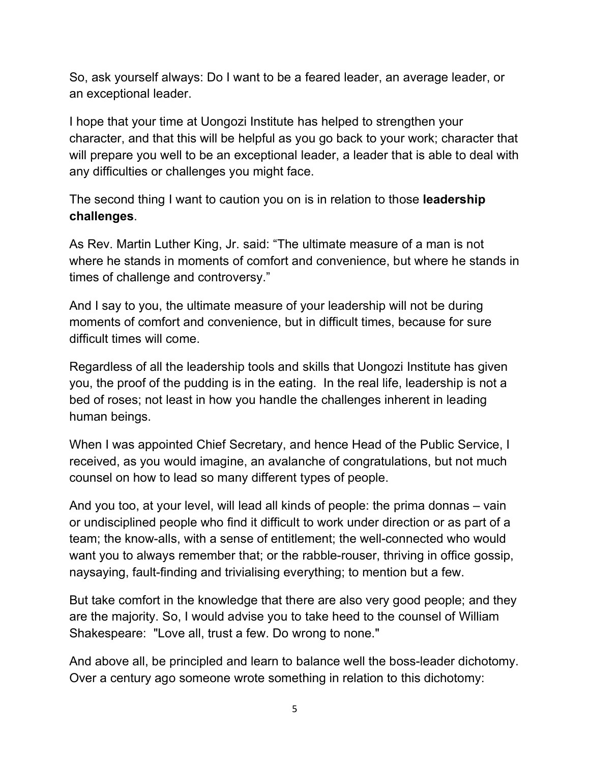So, ask yourself always: Do I want to be a feared leader, an average leader, or an exceptional leader.

I hope that your time at Uongozi Institute has helped to strengthen your character, and that this will be helpful as you go back to your work; character that will prepare you well to be an exceptional leader, a leader that is able to deal with any difficulties or challenges you might face.

The second thing I want to caution you on is in relation to those **leadership challenges**.

As Rev. Martin Luther King, Jr. said: "The ultimate measure of a man is not where he stands in moments of comfort and convenience, but where he stands in times of challenge and controversy."

And I say to you, the ultimate measure of your leadership will not be during moments of comfort and convenience, but in difficult times, because for sure difficult times will come.

Regardless of all the leadership tools and skills that Uongozi Institute has given you, the proof of the pudding is in the eating. In the real life, leadership is not a bed of roses; not least in how you handle the challenges inherent in leading human beings.

When I was appointed Chief Secretary, and hence Head of the Public Service, I received, as you would imagine, an avalanche of congratulations, but not much counsel on how to lead so many different types of people.

And you too, at your level, will lead all kinds of people: the prima donnas – vain or undisciplined people who find it difficult to work under direction or as part of a team; the know-alls, with a sense of entitlement; the well-connected who would want you to always remember that; or the rabble-rouser, thriving in office gossip, naysaying, fault-finding and trivialising everything; to mention but a few.

But take comfort in the knowledge that there are also very good people; and they are the majority. So, I would advise you to take heed to the counsel of William Shakespeare: "Love all, trust a few. Do wrong to none."

And above all, be principled and learn to balance well the boss-leader dichotomy. Over a century ago someone wrote something in relation to this dichotomy: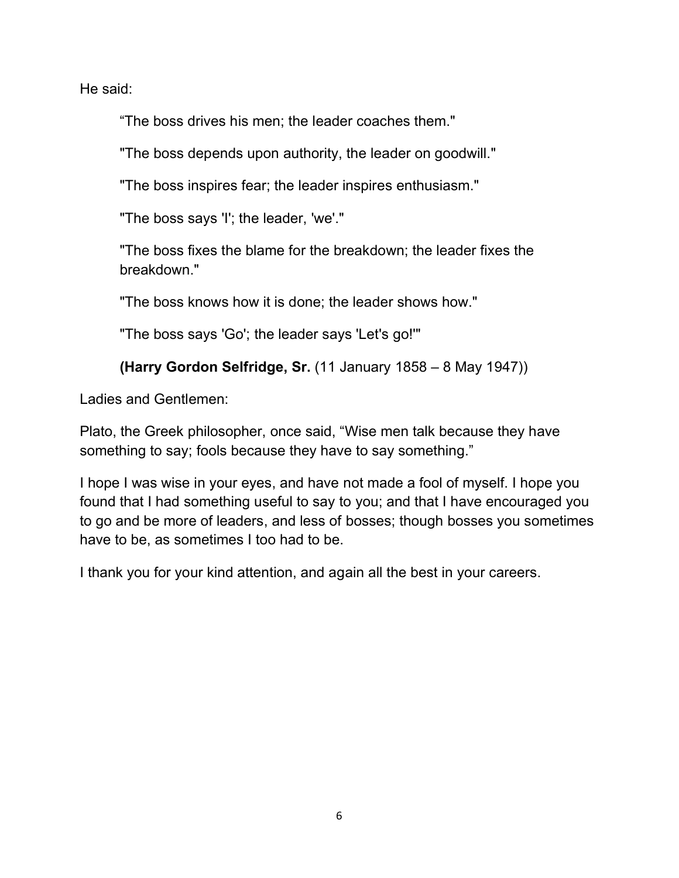He said:

> “The boss drives his men; the leader coaches them."
>
> "The boss depends upon authority, the leader on goodwill."
>
> "The boss inspires fear; the leader inspires enthusiasm."
>
> "The boss says 'I'; the leader, 'we'."
>
> "The boss fixes the blame for the breakdown; the leader fixes the breakdown."
>
> "The boss knows how it is done; the leader shows how."
>
> "The boss says 'Go'; the leader says 'Let's go!'"
>
> **(Harry Gordon Selfridge, Sr.** (11 January 1858 – 8 May 1947))

Ladies and Gentlemen:

Plato, the Greek philosopher, once said, “Wise men talk because they have something to say; fools because they have to say something.”

I hope I was wise in your eyes, and have not made a fool of myself. I hope you found that I had something useful to say to you; and that I have encouraged you to go and be more of leaders, and less of bosses; though bosses you sometimes have to be, as sometimes I too had to be.

I thank you for your kind attention, and again all the best in your careers.